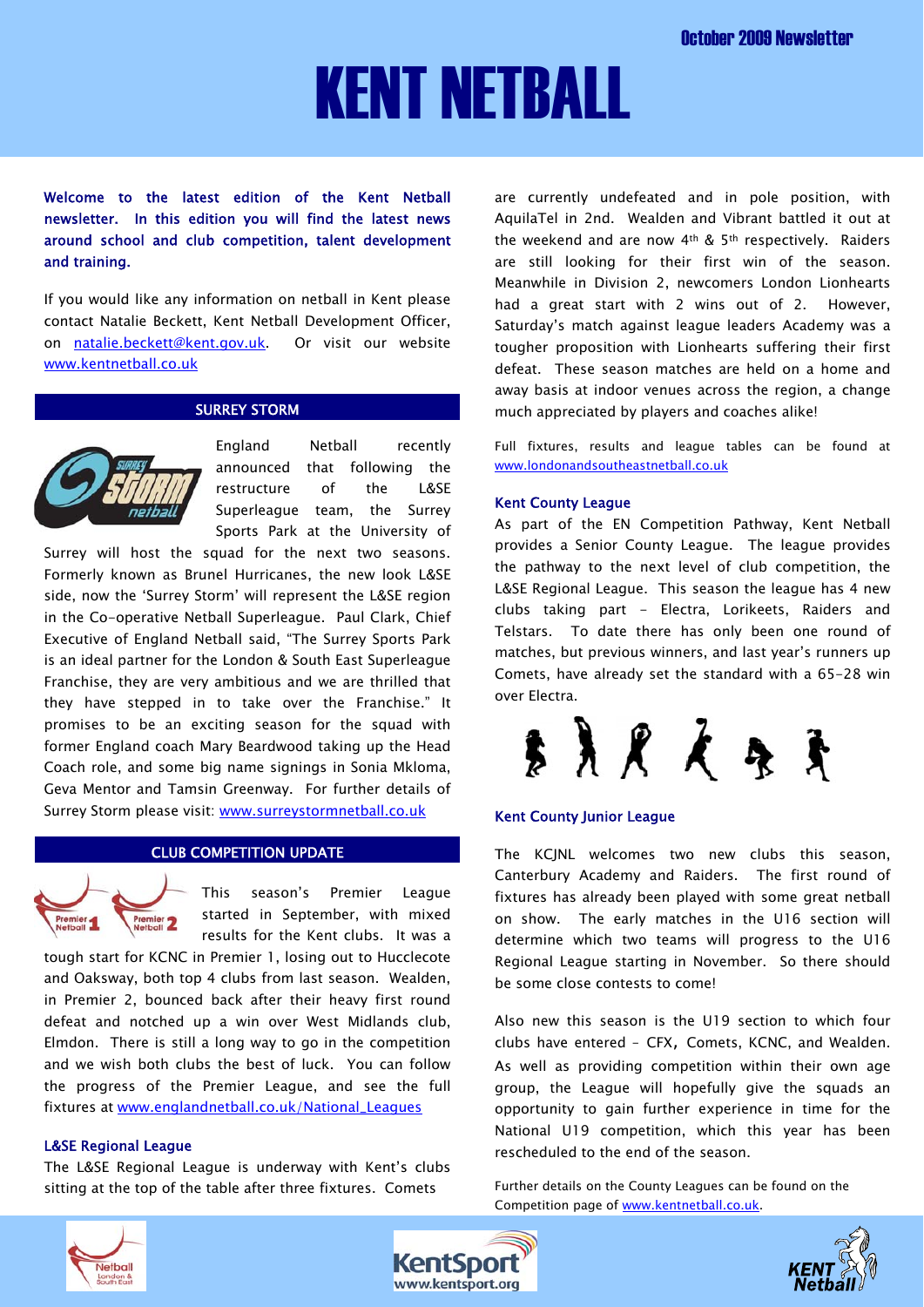October 2009 Newsletter

# KENT NETBALL

**Welcome to the latest edition of the Kent Netball newsletter. In this edition you will find the latest news around school and club competition, talent development and training.**

If you would like any information on netball in Kent please contact Natalie Beckett, Kent Netball Development Officer, on natalie.beckett@kent.gov.uk. Or visit our website www.kentnetball.co.uk

## SURREY STORM

England Netball recently announced that following the restructure of the L&SE Superleague team, the Surrey Sports Park at the University of Surrey will host the squad for the next two seasons. Formerly known as Brunel Hurricanes, the new look L&SE side, now the 'Surrey Storm' will represent the L&SE region in the Co-operative Netball Superleague. Paul Clark, Chief Executive of England Netball said, "The Surrey Sports Park is an ideal partner for the London & South East Superleague Franchise, they are very ambitious and we are thrilled that they have stepped in to take over the Franchise." It promises to be an exciting season for the squad with former England coach Mary Beardwood taking up the Head Coach role, and some big name signings in Sonia Mkloma, Geva Mentor and Tamsin Greenway. For further details of Surrey Storm please visit: www.surreystormnetball.co.uk

## CLUB COMPETITION UPDATE

This season's Premier League started in September, with mixed results for the Kent clubs. It was a tough start for KCNC in Premier 1, losing out to Hucclecote and Oaksway, both top 4 clubs from last season. Wealden, in Premier 2, bounced back after their heavy first round defeat and notched up a win over West Midlands club, Elmdon. There is still a long way to go in the competition and we wish both clubs the best of luck. You can follow the progress of the Premier League, and see the full fixtures at www.englandnetball.co.uk/National_Leagues

### L&SE Regional League

The L&SE Regional League is underway with Kent's clubs sitting at the top of the table after three fixtures. Comets are currently undefeated and in pole position, with AquilaTel in 2nd. Wealden and Vibrant battled it out at the weekend and are now 4th & 5th respectively. Raiders are still looking for their first win of the season. Meanwhile in Division 2, newcomers London Lionhearts had a great start with 2 wins out of 2. However, Saturday's match against league leaders Academy was a tougher proposition with Lionhearts suffering their first defeat. These season matches are held on a home and away basis at indoor venues across the region, a change much appreciated by players and coaches alike!

Full fixtures, results and league tables can be found at www.londonandsoutheastnetball.co.uk

### Kent County League

As part of the EN Competition Pathway, Kent Netball provides a Senior County League. The league provides the pathway to the next level of club competition, the L&SE Regional League. This season the league has 4 new clubs taking part – Electra, Lorikeets, Raiders and Telstars. To date there has only been one round of matches, but previous winners, and last year's runners up Comets, have already set the standard with a 65-28 win over Electra.

### Kent County Junior League

The KCJNL welcomes two new clubs this season, Canterbury Academy and Raiders. The first round of fixtures has already been played with some great netball on show. The early matches in the U16 section will determine which two teams will progress to the U16 Regional League starting in November. So there should be some close contests to come!

Also new this season is the U19 section to which four clubs have entered – CFX, Comets, KCNC, and Wealden. As well as providing competition within their own age group, the League will hopefully give the squads an opportunity to gain further experience in time for the National U19 competition, which this year has been rescheduled to the end of the season.

Further details on the County Leagues can be found on the Competition page of www.kentnetball.co.uk.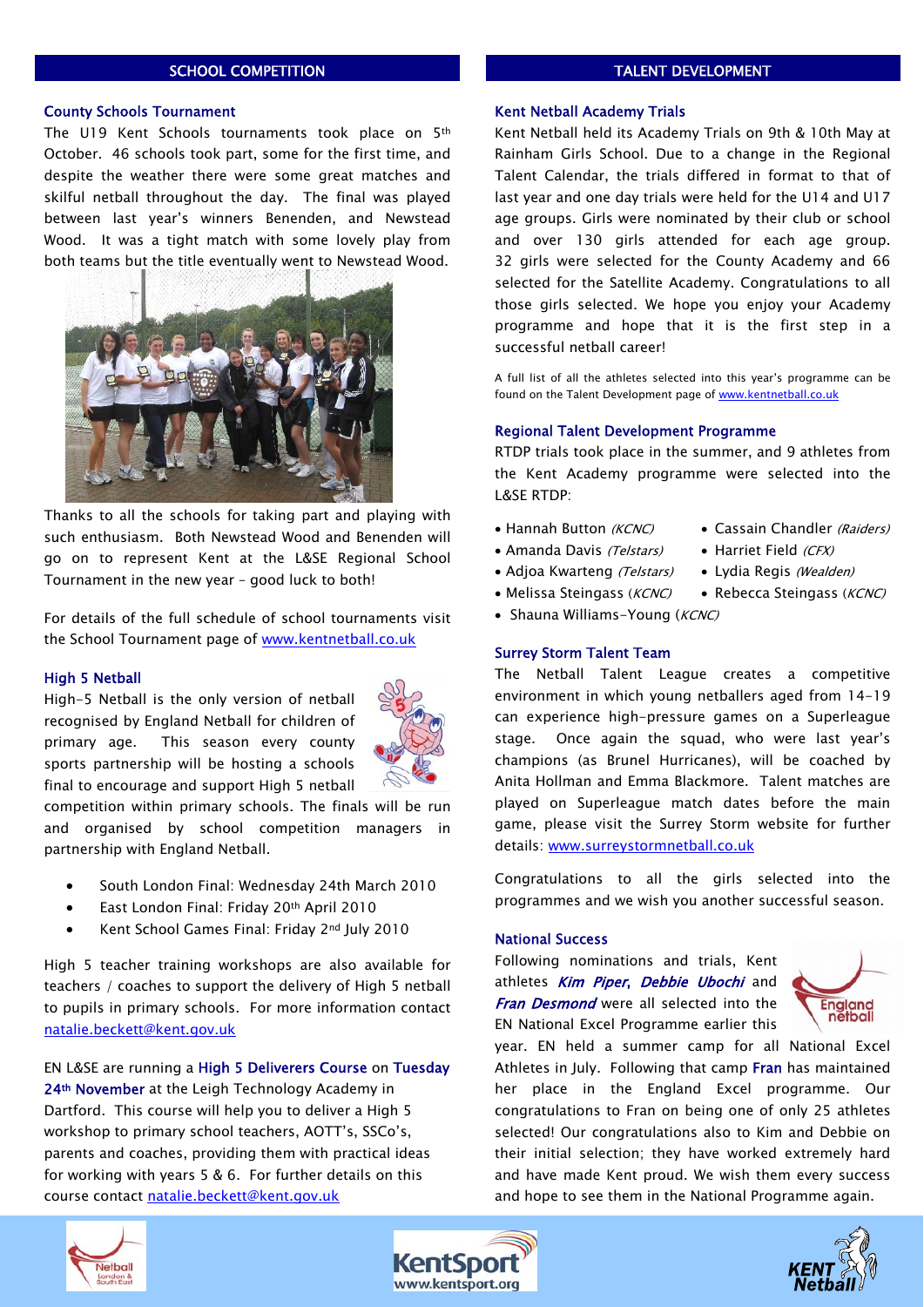## SCHOOL COMPETITION

### County Schools Tournament

The U19 Kent Schools tournaments took place on 5th October. 46 schools took part, some for the first time, and despite the weather there were some great matches and skilful netball throughout the day. The final was played between last year's winners Benenden, and Newstead Wood. It was a tight match with some lovely play from both teams but the title eventually went to Newstead Wood.

Thanks to all the schools for taking part and playing with such enthusiasm. Both Newstead Wood and Benenden will go on to represent Kent at the L&SE Regional School Tournament in the new year – good luck to both!

For details of the full schedule of school tournaments visit the School Tournament page of www.kentnetball.co.uk

### High 5 Netball

High-5 Netball is the only version of netball recognised by England Netball for children of primary age. This season every county sports partnership will be hosting a schools final to encourage and support High 5 netball competition within primary schools. The finals will be run and organised by school competition managers in partnership with England Netball.

- South London Final: Wednesday 24th March 2010
- East London Final: Friday 20th April 2010
- Kent School Games Final: Friday 2nd July 2010

High 5 teacher training workshops are also available for teachers / coaches to support the delivery of High 5 netball to pupils in primary schools. For more information contact natalie.beckett@kent.gov.uk

EN L&SE are running a **High 5 Deliverers Course** on **Tuesday 24th November** at the Leigh Technology Academy in Dartford. This course will help you to deliver a High 5 workshop to primary school teachers, AOTT's, SSCo's, parents and coaches, providing them with practical ideas for working with years 5 & 6. For further details on this course contact natalie.beckett@kent.gov.uk

## TALENT DEVELOPMENT

### Kent Netball Academy Trials

Kent Netball held its Academy Trials on 9th & 10th May at Rainham Girls School. Due to a change in the Regional Talent Calendar, the trials differed in format to that of last year and one day trials were held for the U14 and U17 age groups. Girls were nominated by their club or school and over 130 girls attended for each age group. 32 girls were selected for the County Academy and 66 selected for the Satellite Academy. Congratulations to all those girls selected. We hope you enjoy your Academy programme and hope that it is the first step in a successful netball career!

A full list of all the athletes selected into this year's programme can be found on the Talent Development page of www.kentnetball.co.uk

### Regional Talent Development Programme

RTDP trials took place in the summer, and 9 athletes from the Kent Academy programme were selected into the L&SE RTDP:

- Hannah Button *(KCNC)*
- Amanda Davis *(Telstars)*
- Adjoa Kwarteng *(Telstars)*
- Melissa Steingass *(KCNC)*
- Shauna Williams-Young *(KCNC)*
- Cassain Chandler *(Raiders)*
- Harriet Field *(CFX)*
- Lydia Regis *(Wealden)*
- Rebecca Steingass *(KCNC)*

### Surrey Storm Talent Team

The Netball Talent League creates a competitive environment in which young netballers aged from 14-19 can experience high-pressure games on a Superleague stage. Once again the squad, who were last year's champions (as Brunel Hurricanes), will be coached by Anita Hollman and Emma Blackmore. Talent matches are played on Superleague match dates before the main game, please visit the Surrey Storm website for further details: www.surreystormnetball.co.uk

Congratulations to all the girls selected into the programmes and we wish you another successful season.

### National Success

Following nominations and trials, Kent athletes ***Kim Piper***, ***Debbie Ubochi*** and ***Fran Desmond*** were all selected into the EN National Excel Programme earlier this year. EN held a summer camp for all National Excel Athletes in July. Following that camp **Fran** has maintained her place in the England Excel programme. Our congratulations to Fran on being one of only 25 athletes selected! Our congratulations also to Kim and Debbie on their initial selection; they have worked extremely hard and have made Kent proud. We wish them every success and hope to see them in the National Programme again.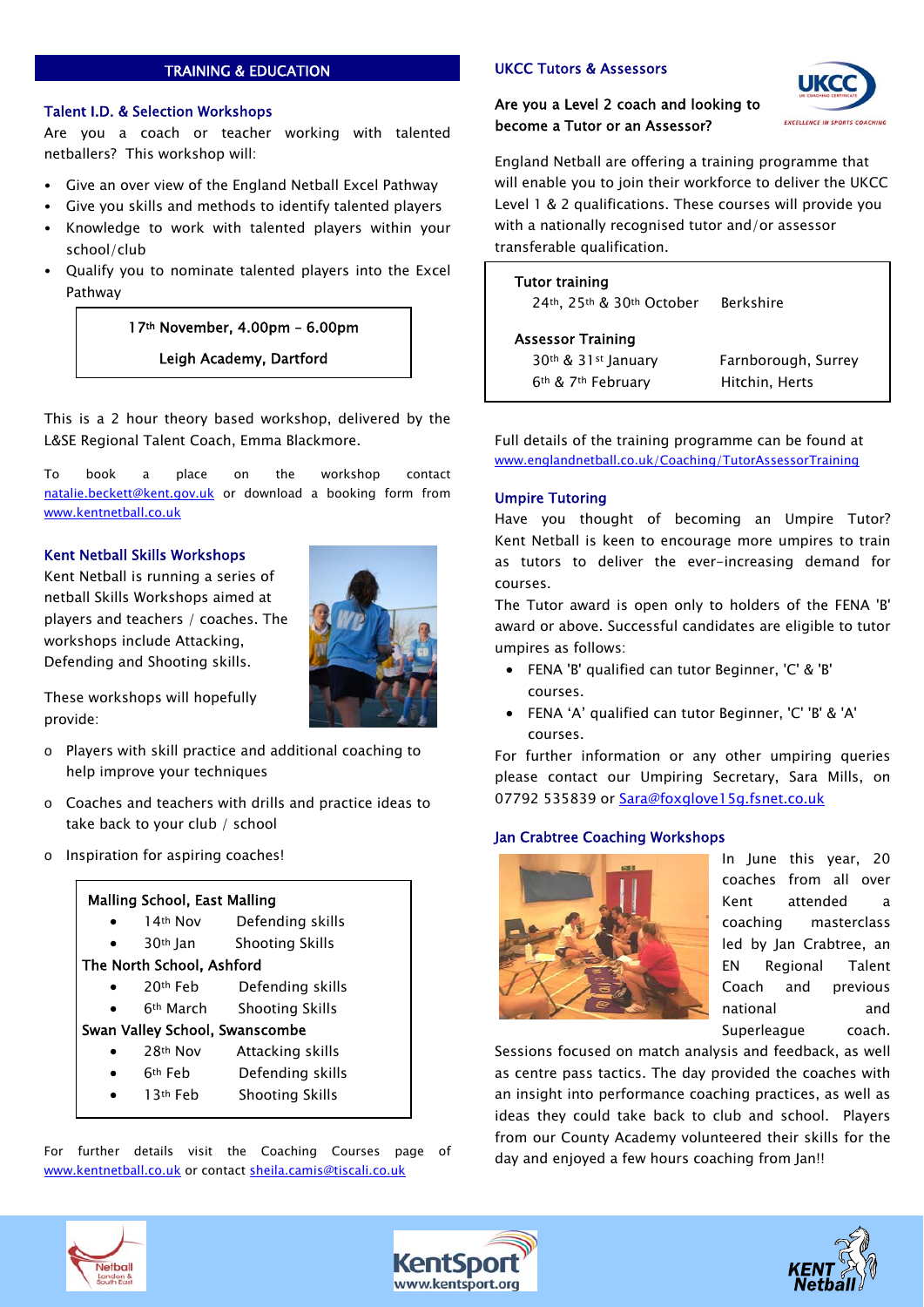## TRAINING & EDUCATION

### Talent I.D. & Selection Workshops

Are you a coach or teacher working with talented netballers? This workshop will:

- Give an over view of the England Netball Excel Pathway
- Give you skills and methods to identify talented players
- Knowledge to work with talented players within your school/club
- Qualify you to nominate talented players into the Excel Pathway

**17th November, 4.00pm – 6.00pm**

**Leigh Academy, Dartford**

This is a 2 hour theory based workshop, delivered by the L&SE Regional Talent Coach, Emma Blackmore.

To book a place on the workshop contact natalie.beckett@kent.gov.uk or download a booking form from www.kentnetball.co.uk

### Kent Netball Skills Workshops

Kent Netball is running a series of netball Skills Workshops aimed at players and teachers / coaches. The workshops include Attacking, Defending and Shooting skills.

These workshops will hopefully provide:

- Players with skill practice and additional coaching to help improve your techniques
- Coaches and teachers with drills and practice ideas to take back to your club / school
- Inspiration for aspiring coaches!

**Malling School, East Malling**
- 14th Nov — Defending skills
- 30th Jan — Shooting Skills

**The North School, Ashford**
- 20th Feb — Defending skills
- 6th March — Shooting Skills

**Swan Valley School, Swanscombe**
- 28th Nov — Attacking skills
- 6th Feb — Defending skills
- 13th Feb — Shooting Skills

For further details visit the Coaching Courses page of www.kentnetball.co.uk or contact sheila.camis@tiscali.co.uk

### UKCC Tutors & Assessors

**Are you a Level 2 coach and looking to become a Tutor or an Assessor?**

England Netball are offering a training programme that will enable you to join their workforce to deliver the UKCC Level 1 & 2 qualifications. These courses will provide you with a nationally recognised tutor and/or assessor transferable qualification.

**Tutor training**
24th, 25th & 30th October — Berkshire

**Assessor Training**
30th & 31st January — Farnborough, Surrey
6th & 7th February — Hitchin, Herts

Full details of the training programme can be found at www.englandnetball.co.uk/Coaching/TutorAssessorTraining

### Umpire Tutoring

Have you thought of becoming an Umpire Tutor? Kent Netball is keen to encourage more umpires to train as tutors to deliver the ever-increasing demand for courses.

The Tutor award is open only to holders of the FENA 'B' award or above. Successful candidates are eligible to tutor umpires as follows:

- FENA 'B' qualified can tutor Beginner, 'C' & 'B' courses.
- FENA 'A' qualified can tutor Beginner, 'C' 'B' & 'A' courses.

For further information or any other umpiring queries please contact our Umpiring Secretary, Sara Mills, on 07792 535839 or Sara@foxglove15g.fsnet.co.uk

### Jan Crabtree Coaching Workshops

In June this year, 20 coaches from all over Kent attended a coaching masterclass led by Jan Crabtree, an EN Regional Talent Coach and previous national and Superleague coach. Sessions focused on match analysis and feedback, as well as centre pass tactics. The day provided the coaches with an insight into performance coaching practices, as well as ideas they could take back to club and school. Players from our County Academy volunteered their skills for the day and enjoyed a few hours coaching from Jan!!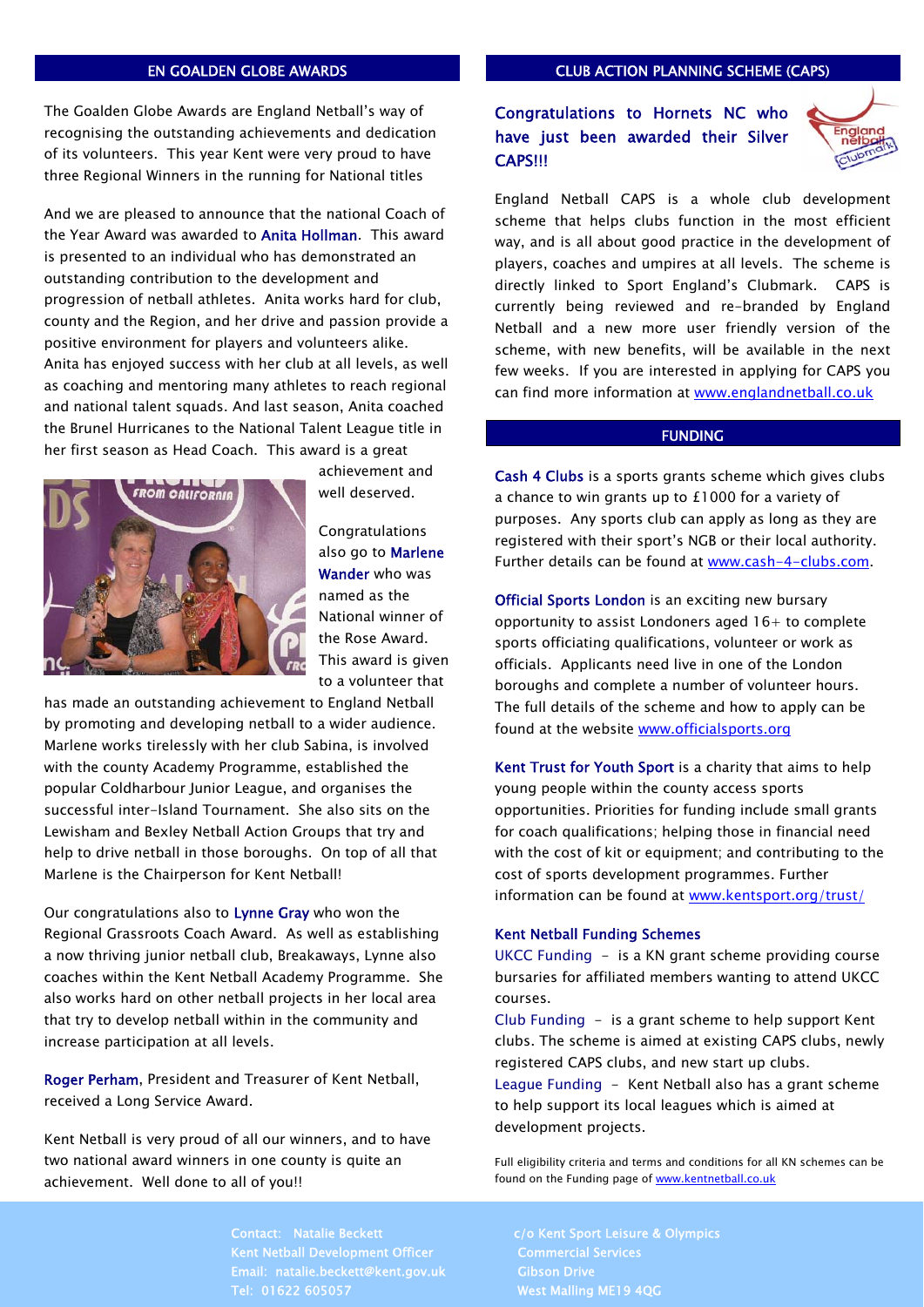## EN GOALDEN GLOBE AWARDS

The Goalden Globe Awards are England Netball's way of recognising the outstanding achievements and dedication of its volunteers. This year Kent were very proud to have three Regional Winners in the running for National titles

And we are pleased to announce that the national Coach of the Year Award was awarded to **Anita Hollman**. This award is presented to an individual who has demonstrated an outstanding contribution to the development and progression of netball athletes. Anita works hard for club, county and the Region, and her drive and passion provide a positive environment for players and volunteers alike. Anita has enjoyed success with her club at all levels, as well as coaching and mentoring many athletes to reach regional and national talent squads. And last season, Anita coached the Brunel Hurricanes to the National Talent League title in her first season as Head Coach. This award is a great achievement and well deserved.

Congratulations also go to **Marlene Wander** who was named as the National winner of the Rose Award. This award is given to a volunteer that has made an outstanding achievement to England Netball by promoting and developing netball to a wider audience. Marlene works tirelessly with her club Sabina, is involved with the county Academy Programme, established the popular Coldharbour Junior League, and organises the successful inter-Island Tournament. She also sits on the Lewisham and Bexley Netball Action Groups that try and help to drive netball in those boroughs. On top of all that Marlene is the Chairperson for Kent Netball!

Our congratulations also to **Lynne Gray** who won the Regional Grassroots Coach Award. As well as establishing a now thriving junior netball club, Breakaways, Lynne also coaches within the Kent Netball Academy Programme. She also works hard on other netball projects in her local area that try to develop netball within in the community and increase participation at all levels.

**Roger Perham**, President and Treasurer of Kent Netball, received a Long Service Award.

Kent Netball is very proud of all our winners, and to have two national award winners in one county is quite an achievement. Well done to all of you!!

## CLUB ACTION PLANNING SCHEME (CAPS)

**Congratulations to Hornets NC who have just been awarded their Silver CAPS!!!**

England Netball CAPS is a whole club development scheme that helps clubs function in the most efficient way, and is all about good practice in the development of players, coaches and umpires at all levels. The scheme is directly linked to Sport England's Clubmark. CAPS is currently being reviewed and re-branded by England Netball and a new more user friendly version of the scheme, with new benefits, will be available in the next few weeks. If you are interested in applying for CAPS you can find more information at www.englandnetball.co.uk

## FUNDING

**Cash 4 Clubs** is a sports grants scheme which gives clubs a chance to win grants up to £1000 for a variety of purposes. Any sports club can apply as long as they are registered with their sport's NGB or their local authority. Further details can be found at www.cash-4-clubs.com.

**Official Sports London** is an exciting new bursary opportunity to assist Londoners aged 16+ to complete sports officiating qualifications, volunteer or work as officials. Applicants need live in one of the London boroughs and complete a number of volunteer hours. The full details of the scheme and how to apply can be found at the website www.officialsports.org

**Kent Trust for Youth Sport** is a charity that aims to help young people within the county access sports opportunities. Priorities for funding include small grants for coach qualifications; helping those in financial need with the cost of kit or equipment; and contributing to the cost of sports development programmes. Further information can be found at www.kentsport.org/trust/

### Kent Netball Funding Schemes

UKCC Funding – is a KN grant scheme providing course bursaries for affiliated members wanting to attend UKCC courses.

Club Funding – is a grant scheme to help support Kent clubs. The scheme is aimed at existing CAPS clubs, newly registered CAPS clubs, and new start up clubs.

League Funding – Kent Netball also has a grant scheme to help support its local leagues which is aimed at development projects.

Full eligibility criteria and terms and conditions for all KN schemes can be found on the Funding page of www.kentnetball.co.uk

Contact: Natalie Beckett
Kent Netball Development Officer
Email: natalie.beckett@kent.gov.uk
Tel: 01622 605057

c/o Kent Sport Leisure & Olympics
Commercial Services
Gibson Drive
West Malling ME19 4QG